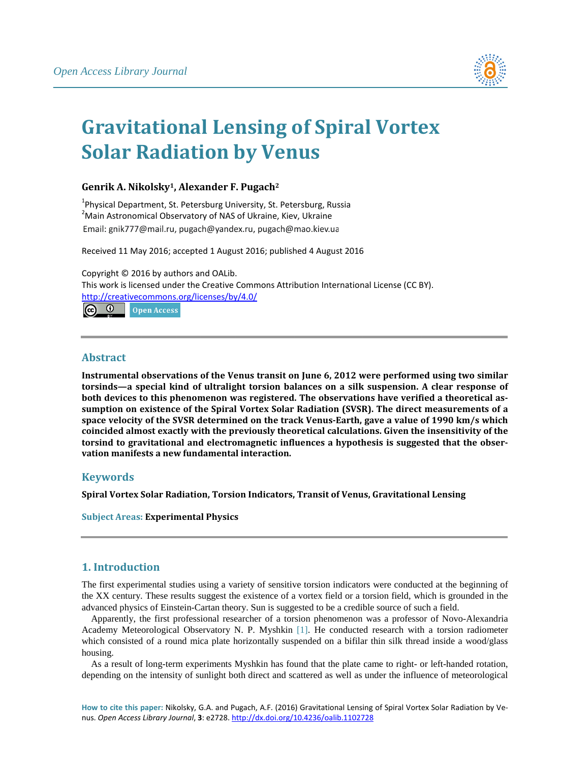# Gravitational Lensing of Spiral Vortex Solar Radiation by Venus

**Genrik A. Nikolsky[1], Alexander F. Pugach[2]**

[1]Physical Department, St. Petersburg University, St. Petersburg, Russia
[2]Main Astronomical Observatory of NAS of Ukraine, Kiev, Ukraine
Email: gnik777@mail.ru, pugach@yandex.ru, pugach@mao.kiev.ua

Received 11 May 2016; accepted 1 August 2016; published 4 August 2016

Copyright © 2016 by authors and OALib.
This work is licensed under the Creative Commons Attribution International License (CC BY).
http://creativecommons.org/licenses/by/4.0/

Open Access

## Abstract

**Instrumental observations of the Venus transit on June 6, 2012 were performed using two similar torsinds—a special kind of ultralight torsion balances on a silk suspension. A clear response of both devices to this phenomenon was registered. The observations have verified a theoretical assumption on existence of the Spiral Vortex Solar Radiation (SVSR). The direct measurements of a space velocity of the SVSR determined on the track Venus-Earth, gave a value of 1990 km/s which coincided almost exactly with the previously theoretical calculations. Given the insensitivity of the torsind to gravitational and electromagnetic influences a hypothesis is suggested that the observation manifests a new fundamental interaction.**

## Keywords

**Spiral Vortex Solar Radiation, Torsion Indicators, Transit of Venus, Gravitational Lensing**

**Subject Areas:** **Experimental Physics**

## 1. Introduction

The first experimental studies using a variety of sensitive torsion indicators were conducted at the beginning of the XX century. These results suggest the existence of a vortex field or a torsion field, which is grounded in the advanced physics of Einstein-Cartan theory. Sun is suggested to be a credible source of such a field.

Apparently, the first professional researcher of a torsion phenomenon was a professor of Novo-Alexandria Academy Meteorological Observatory N. P. Myshkin [1]. He conducted research with a torsion radiometer which consisted of a round mica plate horizontally suspended on a bifilar thin silk thread inside a wood/glass housing.

As a result of long-term experiments Myshkin has found that the plate came to right- or left-handed rotation, depending on the intensity of sunlight both direct and scattered as well as under the influence of meteorological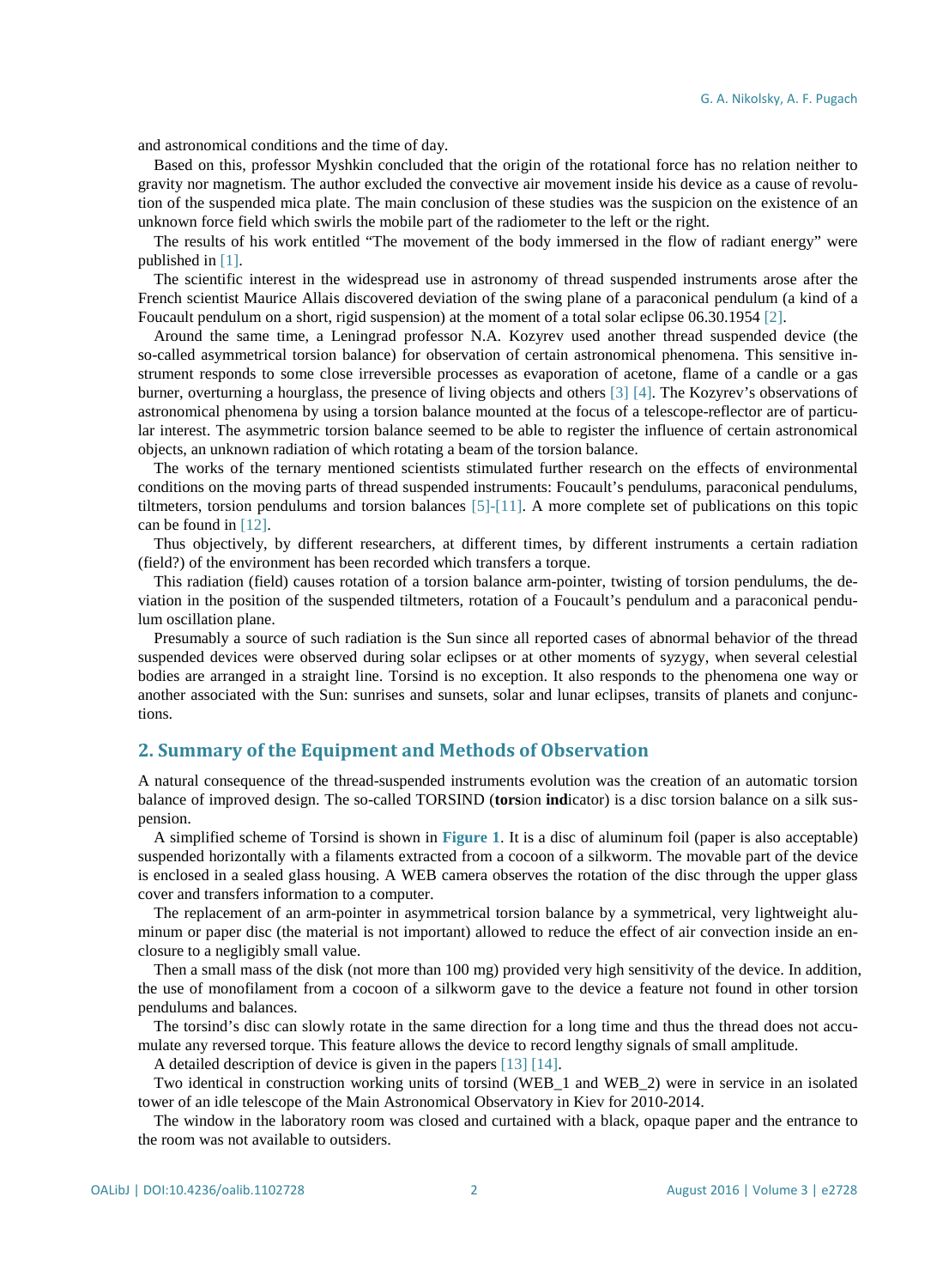and astronomical conditions and the time of day.

Based on this, professor Myshkin concluded that the origin of the rotational force has no relation neither to gravity nor magnetism. The author excluded the convective air movement inside his device as a cause of revolution of the suspended mica plate. The main conclusion of these studies was the suspicion on the existence of an unknown force field which swirls the mobile part of the radiometer to the left or the right.

The results of his work entitled "The movement of the body immersed in the flow of radiant energy" were published in [1].

The scientific interest in the widespread use in astronomy of thread suspended instruments arose after the French scientist Maurice Allais discovered deviation of the swing plane of a paraconical pendulum (a kind of a Foucault pendulum on a short, rigid suspension) at the moment of a total solar eclipse 06.30.1954 [2].

Around the same time, a Leningrad professor N.A. Kozyrev used another thread suspended device (the so-called asymmetrical torsion balance) for observation of certain astronomical phenomena. This sensitive instrument responds to some close irreversible processes as evaporation of acetone, flame of a candle or a gas burner, overturning a hourglass, the presence of living objects and others [3] [4]. The Kozyrev's observations of astronomical phenomena by using a torsion balance mounted at the focus of a telescope-reflector are of particular interest. The asymmetric torsion balance seemed to be able to register the influence of certain astronomical objects, an unknown radiation of which rotating a beam of the torsion balance.

The works of the ternary mentioned scientists stimulated further research on the effects of environmental conditions on the moving parts of thread suspended instruments: Foucault's pendulums, paraconical pendulums, tiltmeters, torsion pendulums and torsion balances [5]-[11]. A more complete set of publications on this topic can be found in [12].

Thus objectively, by different researchers, at different times, by different instruments a certain radiation (field?) of the environment has been recorded which transfers a torque.

This radiation (field) causes rotation of a torsion balance arm-pointer, twisting of torsion pendulums, the deviation in the position of the suspended tiltmeters, rotation of a Foucault's pendulum and a paraconical pendulum oscillation plane.

Presumably a source of such radiation is the Sun since all reported cases of abnormal behavior of the thread suspended devices were observed during solar eclipses or at other moments of syzygy, when several celestial bodies are arranged in a straight line. Torsind is no exception. It also responds to the phenomena one way or another associated with the Sun: sunrises and sunsets, solar and lunar eclipses, transits of planets and conjunctions.

## 2. Summary of the Equipment and Methods of Observation

A natural consequence of the thread-suspended instruments evolution was the creation of an automatic torsion balance of improved design. The so-called TORSIND (**tors**ion **ind**icator) is a disc torsion balance on a silk suspension.

A simplified scheme of Torsind is shown in **Figure 1**. It is a disc of aluminum foil (paper is also acceptable) suspended horizontally with a filaments extracted from a cocoon of a silkworm. The movable part of the device is enclosed in a sealed glass housing. A WEB camera observes the rotation of the disc through the upper glass cover and transfers information to a computer.

The replacement of an arm-pointer in asymmetrical torsion balance by a symmetrical, very lightweight aluminum or paper disc (the material is not important) allowed to reduce the effect of air convection inside an enclosure to a negligibly small value.

Then a small mass of the disk (not more than 100 mg) provided very high sensitivity of the device. In addition, the use of monofilament from a cocoon of a silkworm gave to the device a feature not found in other torsion pendulums and balances.

The torsind's disc can slowly rotate in the same direction for a long time and thus the thread does not accumulate any reversed torque. This feature allows the device to record lengthy signals of small amplitude.

A detailed description of device is given in the papers [13] [14].

Two identical in construction working units of torsind (WEB_1 and WEB_2) were in service in an isolated tower of an idle telescope of the Main Astronomical Observatory in Kiev for 2010-2014.

The window in the laboratory room was closed and curtained with a black, opaque paper and the entrance to the room was not available to outsiders.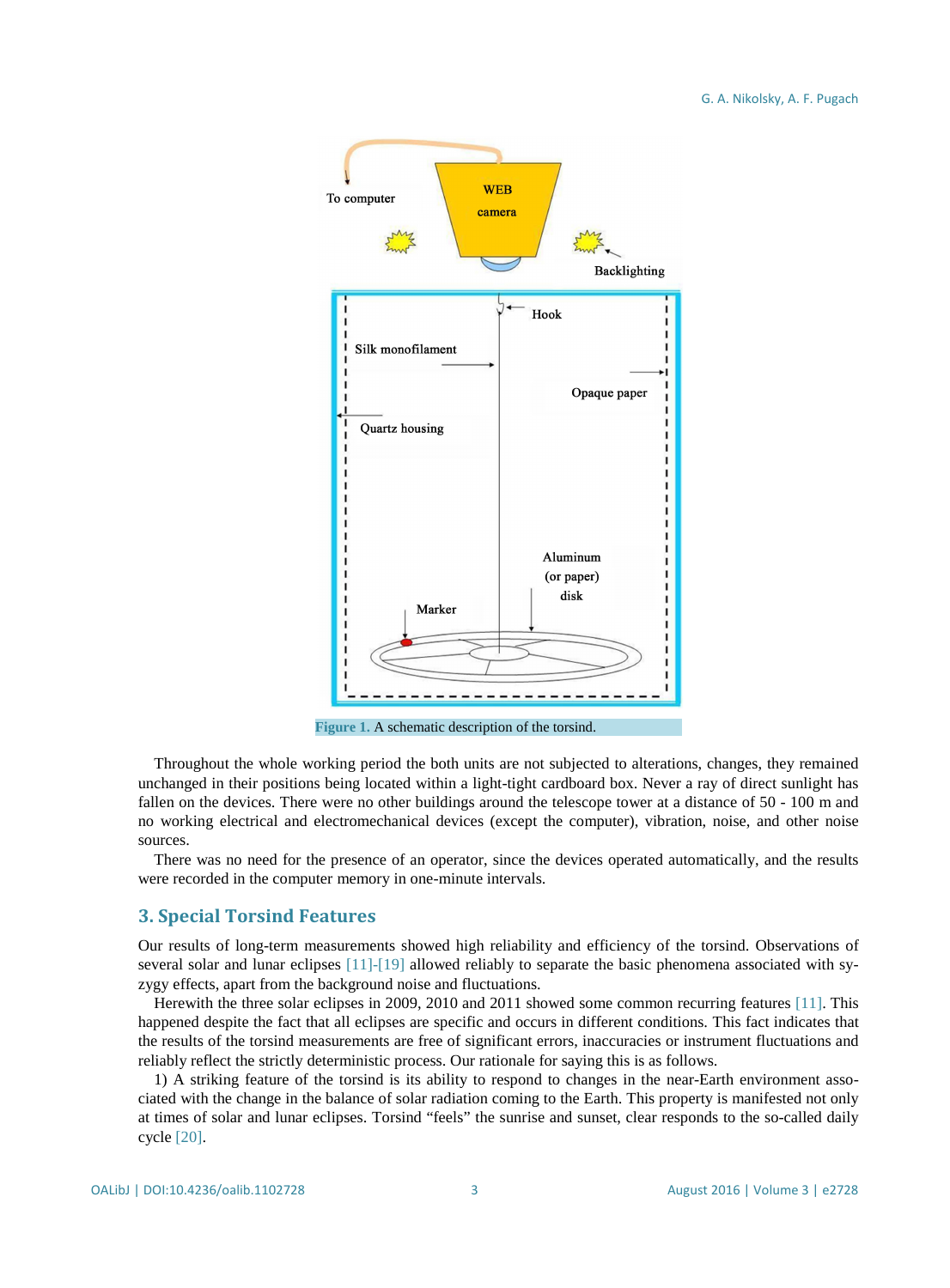Figure 1. A schematic description of the torsind.

Throughout the whole working period the both units are not subjected to alterations, changes, they remained unchanged in their positions being located within a light-tight cardboard box. Never a ray of direct sunlight has fallen on the devices. There were no other buildings around the telescope tower at a distance of 50 - 100 m and no working electrical and electromechanical devices (except the computer), vibration, noise, and other noise sources.

There was no need for the presence of an operator, since the devices operated automatically, and the results were recorded in the computer memory in one-minute intervals.

## 3. Special Torsind Features

Our results of long-term measurements showed high reliability and efficiency of the torsind. Observations of several solar and lunar eclipses [11]-[19] allowed reliably to separate the basic phenomena associated with syzygy effects, apart from the background noise and fluctuations.

Herewith the three solar eclipses in 2009, 2010 and 2011 showed some common recurring features [11]. This happened despite the fact that all eclipses are specific and occurs in different conditions. This fact indicates that the results of the torsind measurements are free of significant errors, inaccuracies or instrument fluctuations and reliably reflect the strictly deterministic process. Our rationale for saying this is as follows.

1) A striking feature of the torsind is its ability to respond to changes in the near-Earth environment associated with the change in the balance of solar radiation coming to the Earth. This property is manifested not only at times of solar and lunar eclipses. Torsind "feels" the sunrise and sunset, clear responds to the so-called daily cycle [20].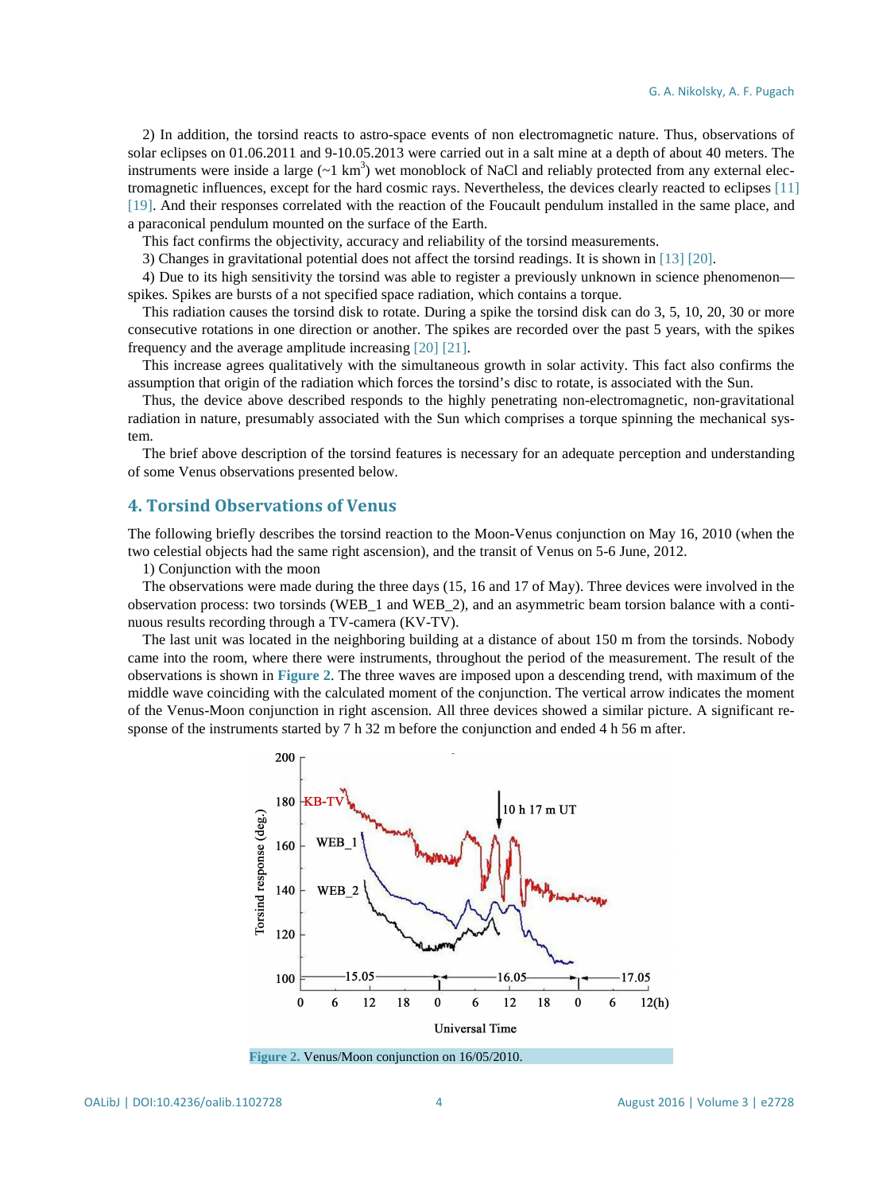2) In addition, the torsind reacts to astro-space events of non electromagnetic nature. Thus, observations of solar eclipses on 01.06.2011 and 9-10.05.2013 were carried out in a salt mine at a depth of about 40 meters. The instruments were inside a large (~1 km$^3$) wet monoblock of NaCl and reliably protected from any external electromagnetic influences, except for the hard cosmic rays. Nevertheless, the devices clearly reacted to eclipses [11] [19]. And their responses correlated with the reaction of the Foucault pendulum installed in the same place, and a paraconical pendulum mounted on the surface of the Earth.

This fact confirms the objectivity, accuracy and reliability of the torsind measurements.

3) Changes in gravitational potential does not affect the torsind readings. It is shown in [13] [20].

4) Due to its high sensitivity the torsind was able to register a previously unknown in science phenomenon—spikes. Spikes are bursts of a not specified space radiation, which contains a torque.

This radiation causes the torsind disk to rotate. During a spike the torsind disk can do 3, 5, 10, 20, 30 or more consecutive rotations in one direction or another. The spikes are recorded over the past 5 years, with the spikes frequency and the average amplitude increasing [20] [21].

This increase agrees qualitatively with the simultaneous growth in solar activity. This fact also confirms the assumption that origin of the radiation which forces the torsind's disc to rotate, is associated with the Sun.

Thus, the device above described responds to the highly penetrating non-electromagnetic, non-gravitational radiation in nature, presumably associated with the Sun which comprises a torque spinning the mechanical system.

The brief above description of the torsind features is necessary for an adequate perception and understanding of some Venus observations presented below.

## 4. Torsind Observations of Venus

The following briefly describes the torsind reaction to the Moon-Venus conjunction on May 16, 2010 (when the two celestial objects had the same right ascension), and the transit of Venus on 5-6 June, 2012.

1) Conjunction with the moon

The observations were made during the three days (15, 16 and 17 of May). Three devices were involved in the observation process: two torsinds (WEB_1 and WEB_2), and an asymmetric beam torsion balance with a continuous results recording through a TV-camera (KV-TV).

The last unit was located in the neighboring building at a distance of about 150 m from the torsinds. Nobody came into the room, where there were instruments, throughout the period of the measurement. The result of the observations is shown in **Figure 2**. The three waves are imposed upon a descending trend, with maximum of the middle wave coinciding with the calculated moment of the conjunction. The vertical arrow indicates the moment of the Venus-Moon conjunction in right ascension. All three devices showed a similar picture. A significant response of the instruments started by 7 h 32 m before the conjunction and ended 4 h 56 m after.

**Figure 2.** Venus/Moon conjunction on 16/05/2010.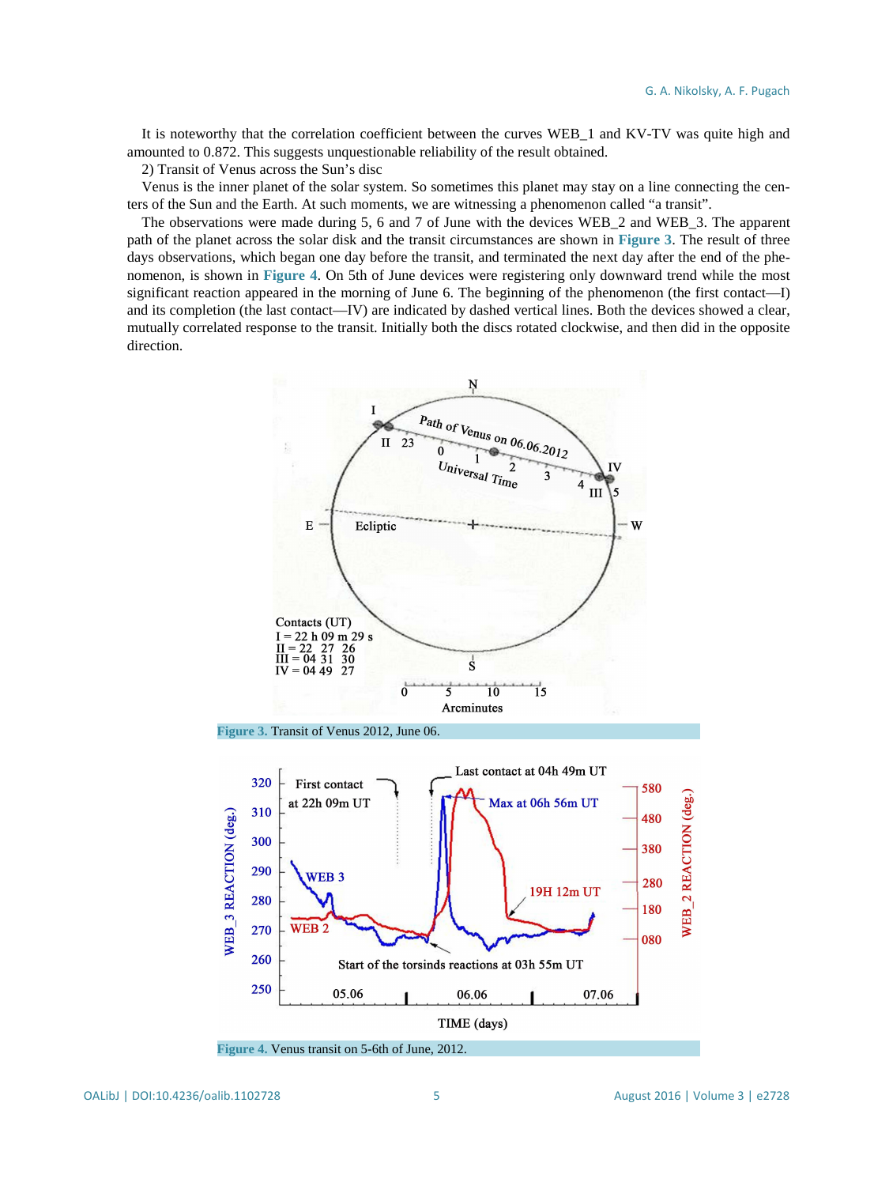It is noteworthy that the correlation coefficient between the curves WEB_1 and KV-TV was quite high and amounted to 0.872. This suggests unquestionable reliability of the result obtained.

2) Transit of Venus across the Sun's disc

Venus is the inner planet of the solar system. So sometimes this planet may stay on a line connecting the centers of the Sun and the Earth. At such moments, we are witnessing a phenomenon called "a transit".

The observations were made during 5, 6 and 7 of June with the devices WEB_2 and WEB_3. The apparent path of the planet across the solar disk and the transit circumstances are shown in **Figure 3**. The result of three days observations, which began one day before the transit, and terminated the next day after the end of the phenomenon, is shown in **Figure 4**. On 5th of June devices were registering only downward trend while the most significant reaction appeared in the morning of June 6. The beginning of the phenomenon (the first contact—I) and its completion (the last contact—IV) are indicated by dashed vertical lines. Both the devices showed a clear, mutually correlated response to the transit. Initially both the discs rotated clockwise, and then did in the opposite direction.

**Figure 3.** Transit of Venus 2012, June 06.

**Figure 4.** Venus transit on 5-6th of June, 2012.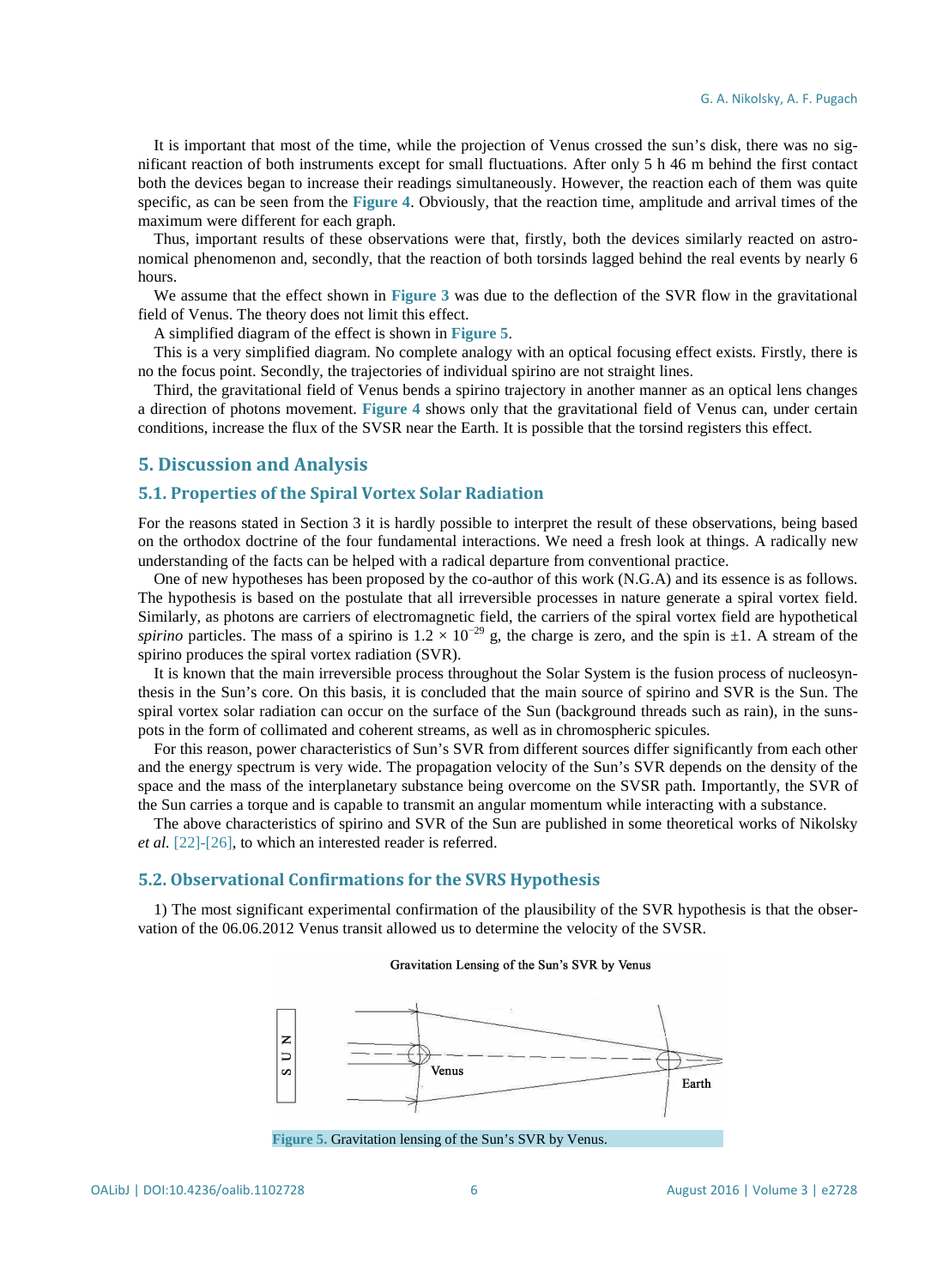It is important that most of the time, while the projection of Venus crossed the sun's disk, there was no significant reaction of both instruments except for small fluctuations. After only 5 h 46 m behind the first contact both the devices began to increase their readings simultaneously. However, the reaction each of them was quite specific, as can be seen from the **Figure 4**. Obviously, that the reaction time, amplitude and arrival times of the maximum were different for each graph.

Thus, important results of these observations were that, firstly, both the devices similarly reacted on astronomical phenomenon and, secondly, that the reaction of both torsinds lagged behind the real events by nearly 6 hours.

We assume that the effect shown in **Figure 3** was due to the deflection of the SVR flow in the gravitational field of Venus. The theory does not limit this effect.

A simplified diagram of the effect is shown in **Figure 5**.

This is a very simplified diagram. No complete analogy with an optical focusing effect exists. Firstly, there is no the focus point. Secondly, the trajectories of individual spirino are not straight lines.

Third, the gravitational field of Venus bends a spirino trajectory in another manner as an optical lens changes a direction of photons movement. **Figure 4** shows only that the gravitational field of Venus can, under certain conditions, increase the flux of the SVSR near the Earth. It is possible that the torsind registers this effect.

## 5. Discussion and Analysis

### 5.1. Properties of the Spiral Vortex Solar Radiation

For the reasons stated in Section 3 it is hardly possible to interpret the result of these observations, being based on the orthodox doctrine of the four fundamental interactions. We need a fresh look at things. A radically new understanding of the facts can be helped with a radical departure from conventional practice.

One of new hypotheses has been proposed by the co-author of this work (N.G.A) and its essence is as follows. The hypothesis is based on the postulate that all irreversible processes in nature generate a spiral vortex field. Similarly, as photons are carriers of electromagnetic field, the carriers of the spiral vortex field are hypothetical *spirino* particles. The mass of a spirino is $1.2 \times 10^{-29}$ g, the charge is zero, and the spin is $\pm 1$. A stream of the spirino produces the spiral vortex radiation (SVR).

It is known that the main irreversible process throughout the Solar System is the fusion process of nucleosynthesis in the Sun's core. On this basis, it is concluded that the main source of spirino and SVR is the Sun. The spiral vortex solar radiation can occur on the surface of the Sun (background threads such as rain), in the sunspots in the form of collimated and coherent streams, as well as in chromospheric spicules.

For this reason, power characteristics of Sun's SVR from different sources differ significantly from each other and the energy spectrum is very wide. The propagation velocity of the Sun's SVR depends on the density of the space and the mass of the interplanetary substance being overcome on the SVSR path. Importantly, the SVR of the Sun carries a torque and is capable to transmit an angular momentum while interacting with a substance.

The above characteristics of spirino and SVR of the Sun are published in some theoretical works of Nikolsky *et al.* [22]-[26], to which an interested reader is referred.

### 5.2. Observational Confirmations for the SVRS Hypothesis

1) The most significant experimental confirmation of the plausibility of the SVR hypothesis is that the observation of the 06.06.2012 Venus transit allowed us to determine the velocity of the SVSR.

Gravitation Lensing of the Sun's SVR by Venus

**Figure 5.** Gravitation lensing of the Sun's SVR by Venus.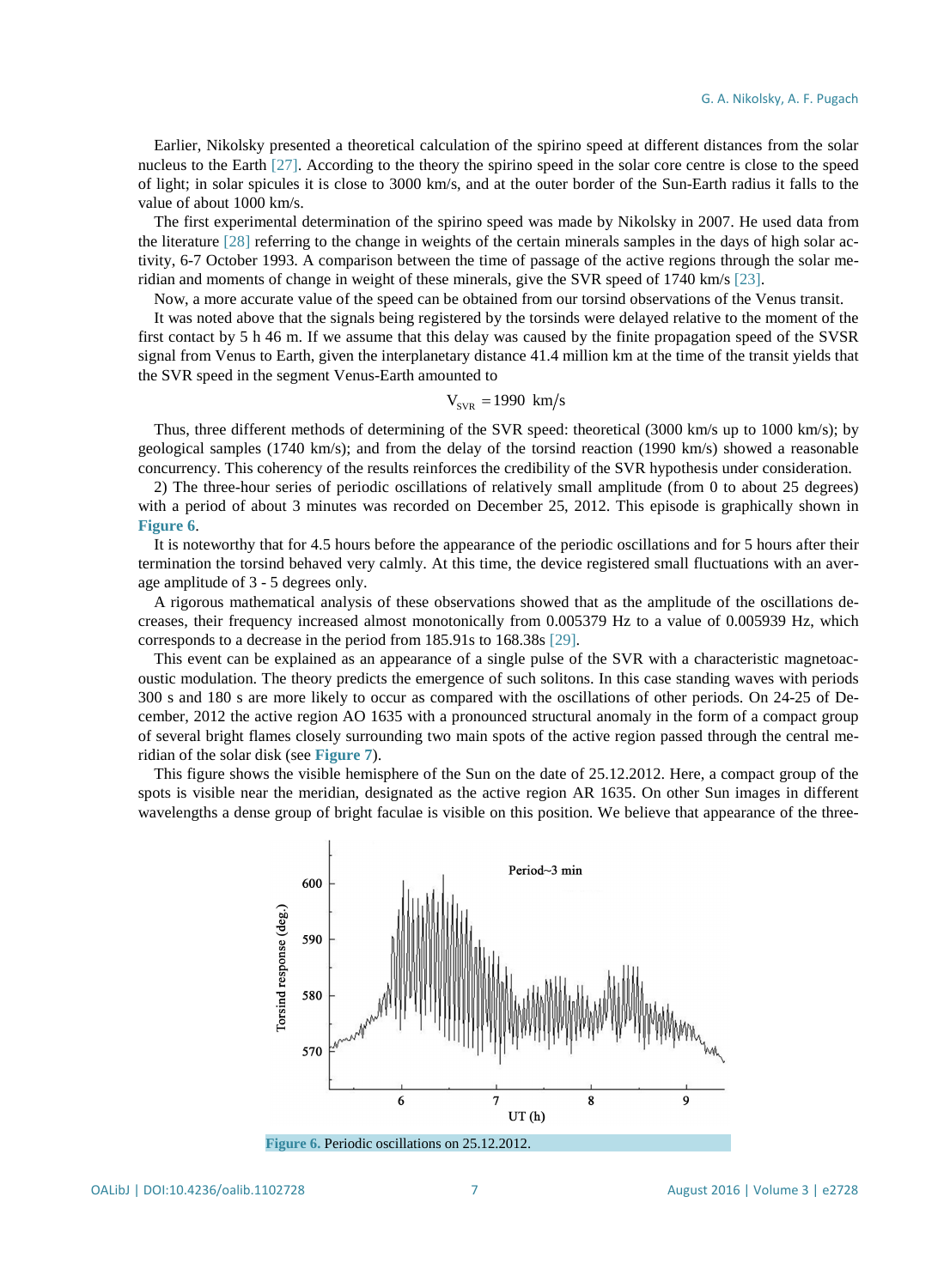Earlier, Nikolsky presented a theoretical calculation of the spirino speed at different distances from the solar nucleus to the Earth [27]. According to the theory the spirino speed in the solar core centre is close to the speed of light; in solar spicules it is close to 3000 km/s, and at the outer border of the Sun-Earth radius it falls to the value of about 1000 km/s.

The first experimental determination of the spirino speed was made by Nikolsky in 2007. He used data from the literature [28] referring to the change in weights of the certain minerals samples in the days of high solar activity, 6-7 October 1993. A comparison between the time of passage of the active regions through the solar meridian and moments of change in weight of these minerals, give the SVR speed of 1740 km/s [23].

Now, a more accurate value of the speed can be obtained from our torsind observations of the Venus transit.

It was noted above that the signals being registered by the torsinds were delayed relative to the moment of the first contact by 5 h 46 m. If we assume that this delay was caused by the finite propagation speed of the SVSR signal from Venus to Earth, given the interplanetary distance 41.4 million km at the time of the transit yields that the SVR speed in the segment Venus-Earth amounted to

$$V_{SVR} = 1990 \text{ km/s}$$

Thus, three different methods of determining of the SVR speed: theoretical (3000 km/s up to 1000 km/s); by geological samples (1740 km/s); and from the delay of the torsind reaction (1990 km/s) showed a reasonable concurrency. This coherency of the results reinforces the credibility of the SVR hypothesis under consideration.

2) The three-hour series of periodic oscillations of relatively small amplitude (from 0 to about 25 degrees) with a period of about 3 minutes was recorded on December 25, 2012. This episode is graphically shown in **Figure 6**.

It is noteworthy that for 4.5 hours before the appearance of the periodic oscillations and for 5 hours after their termination the torsind behaved very calmly. At this time, the device registered small fluctuations with an average amplitude of 3 - 5 degrees only.

A rigorous mathematical analysis of these observations showed that as the amplitude of the oscillations decreases, their frequency increased almost monotonically from 0.005379 Hz to a value of 0.005939 Hz, which corresponds to a decrease in the period from 185.91s to 168.38s [29].

This event can be explained as an appearance of a single pulse of the SVR with a characteristic magnetoacoustic modulation. The theory predicts the emergence of such solitons. In this case standing waves with periods 300 s and 180 s are more likely to occur as compared with the oscillations of other periods. On 24-25 of December, 2012 the active region AO 1635 with a pronounced structural anomaly in the form of a compact group of several bright flames closely surrounding two main spots of the active region passed through the central meridian of the solar disk (see **Figure 7**).

This figure shows the visible hemisphere of the Sun on the date of 25.12.2012. Here, a compact group of the spots is visible near the meridian, designated as the active region AR 1635. On other Sun images in different wavelengths a dense group of bright faculae is visible on this position. We believe that appearance of the three-

**Figure 6.** Periodic oscillations on 25.12.2012.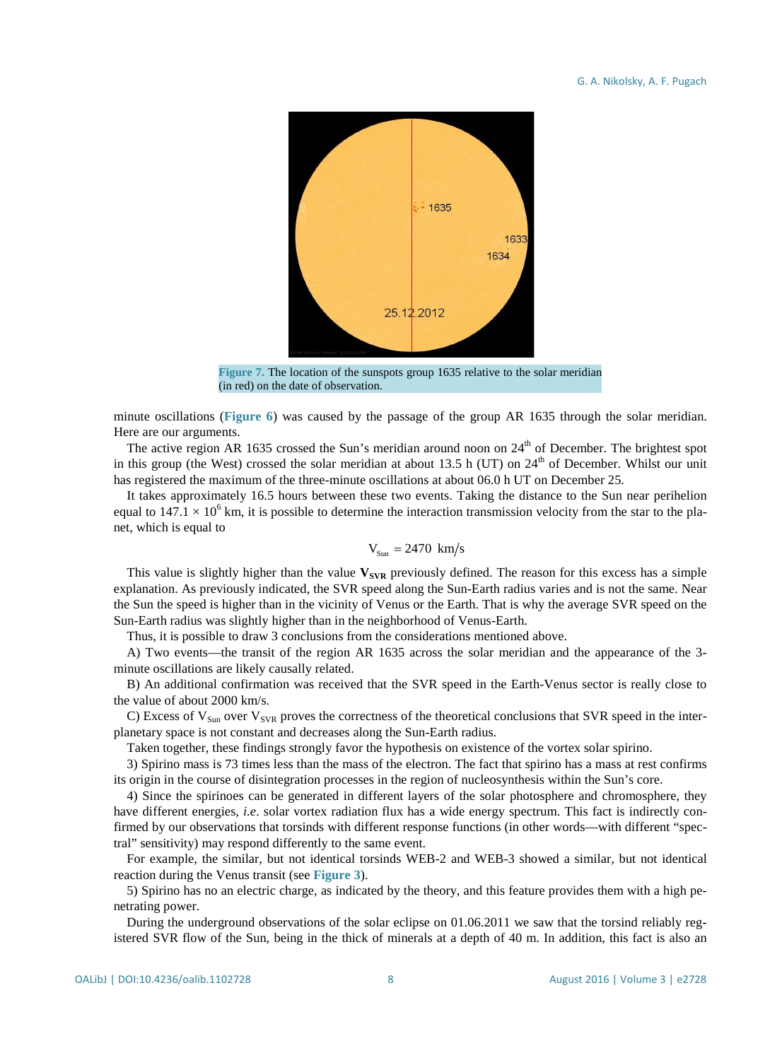Figure 7. The location of the sunspots group 1635 relative to the solar meridian (in red) on the date of observation.

minute oscillations (Figure 6) was caused by the passage of the group AR 1635 through the solar meridian. Here are our arguments.

The active region AR 1635 crossed the Sun's meridian around noon on 24[th] of December. The brightest spot in this group (the West) crossed the solar meridian at about 13.5 h (UT) on 24[th] of December. Whilst our unit has registered the maximum of the three-minute oscillations at about 06.0 h UT on December 25.

It takes approximately 16.5 hours between these two events. Taking the distance to the Sun near perihelion equal to $147.1 \times 10^6$ km, it is possible to determine the interaction transmission velocity from the star to the planet, which is equal to

$$V_{Sun} = 2470 \text{ km/s}$$

This value is slightly higher than the value $\mathbf{V_{SVR}}$ previously defined. The reason for this excess has a simple explanation. As previously indicated, the SVR speed along the Sun-Earth radius varies and is not the same. Near the Sun the speed is higher than in the vicinity of Venus or the Earth. That is why the average SVR speed on the Sun-Earth radius was slightly higher than in the neighborhood of Venus-Earth.

Thus, it is possible to draw 3 conclusions from the considerations mentioned above.

A) Two events—the transit of the region AR 1635 across the solar meridian and the appearance of the 3-minute oscillations are likely causally related.

B) An additional confirmation was received that the SVR speed in the Earth-Venus sector is really close to the value of about 2000 km/s.

C) Excess of $V_{Sun}$ over $V_{SVR}$ proves the correctness of the theoretical conclusions that SVR speed in the interplanetary space is not constant and decreases along the Sun-Earth radius.

Taken together, these findings strongly favor the hypothesis on existence of the vortex solar spirino.

3) Spirino mass is 73 times less than the mass of the electron. The fact that spirino has a mass at rest confirms its origin in the course of disintegration processes in the region of nucleosynthesis within the Sun's core.

4) Since the spirinoes can be generated in different layers of the solar photosphere and chromosphere, they have different energies, *i.e*. solar vortex radiation flux has a wide energy spectrum. This fact is indirectly confirmed by our observations that torsinds with different response functions (in other words—with different "spectral" sensitivity) may respond differently to the same event.

For example, the similar, but not identical torsinds WEB-2 and WEB-3 showed a similar, but not identical reaction during the Venus transit (see Figure 3).

5) Spirino has no an electric charge, as indicated by the theory, and this feature provides them with a high penetrating power.

During the underground observations of the solar eclipse on 01.06.2011 we saw that the torsind reliably registered SVR flow of the Sun, being in the thick of minerals at a depth of 40 m. In addition, this fact is also an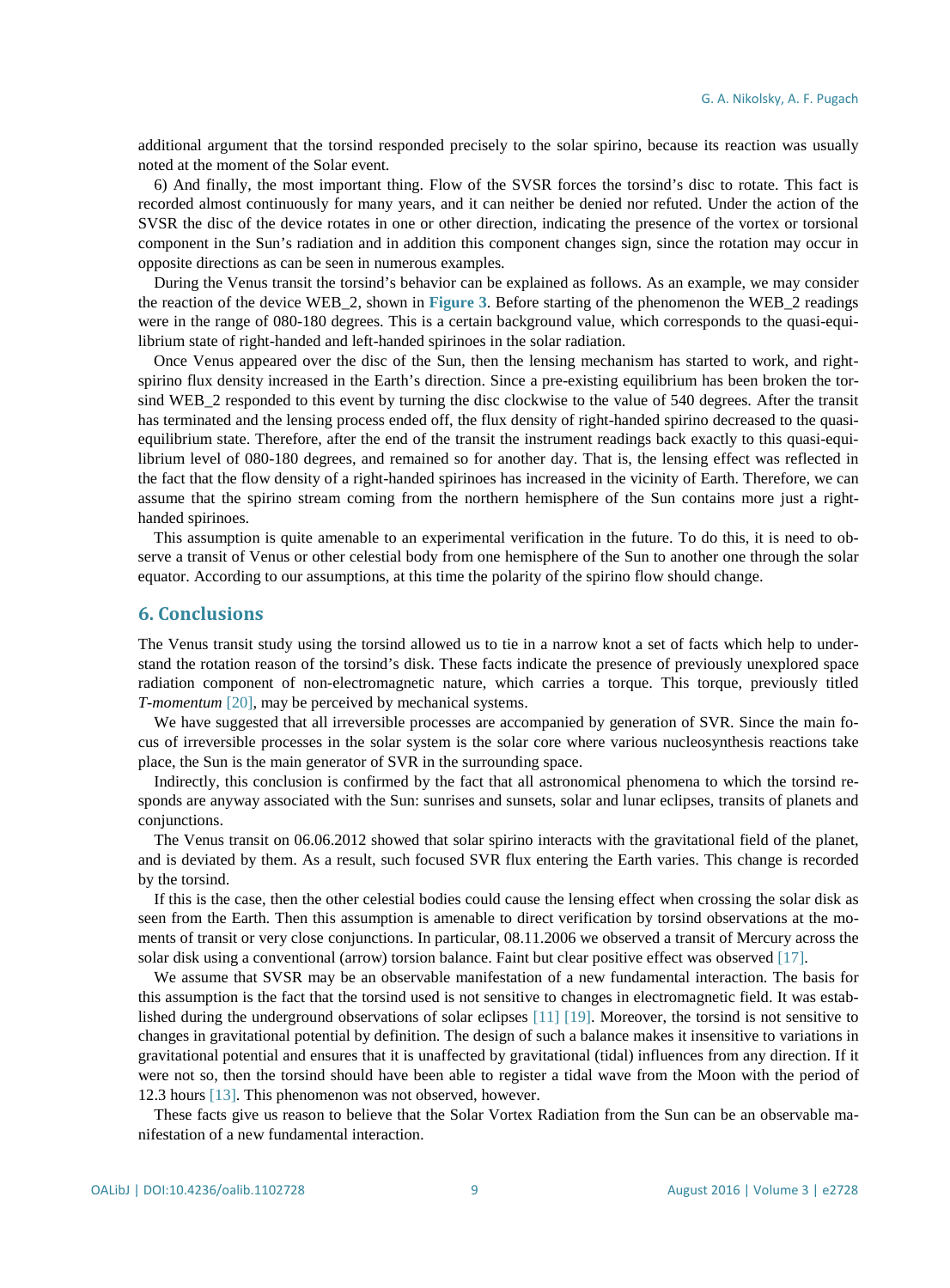additional argument that the torsind responded precisely to the solar spirino, because its reaction was usually noted at the moment of the Solar event.

6) And finally, the most important thing. Flow of the SVSR forces the torsind's disc to rotate. This fact is recorded almost continuously for many years, and it can neither be denied nor refuted. Under the action of the SVSR the disc of the device rotates in one or other direction, indicating the presence of the vortex or torsional component in the Sun's radiation and in addition this component changes sign, since the rotation may occur in opposite directions as can be seen in numerous examples.

During the Venus transit the torsind's behavior can be explained as follows. As an example, we may consider the reaction of the device WEB_2, shown in **Figure 3**. Before starting of the phenomenon the WEB_2 readings were in the range of 080-180 degrees. This is a certain background value, which corresponds to the quasi-equilibrium state of right-handed and left-handed spirinoes in the solar radiation.

Once Venus appeared over the disc of the Sun, then the lensing mechanism has started to work, and right-spirino flux density increased in the Earth's direction. Since a pre-existing equilibrium has been broken the torsind WEB_2 responded to this event by turning the disc clockwise to the value of 540 degrees. After the transit has terminated and the lensing process ended off, the flux density of right-handed spirino decreased to the quasi-equilibrium state. Therefore, after the end of the transit the instrument readings back exactly to this quasi-equilibrium level of 080-180 degrees, and remained so for another day. That is, the lensing effect was reflected in the fact that the flow density of a right-handed spirinoes has increased in the vicinity of Earth. Therefore, we can assume that the spirino stream coming from the northern hemisphere of the Sun contains more just a right-handed spirinoes.

This assumption is quite amenable to an experimental verification in the future. To do this, it is need to observe a transit of Venus or other celestial body from one hemisphere of the Sun to another one through the solar equator. According to our assumptions, at this time the polarity of the spirino flow should change.

## 6. Conclusions

The Venus transit study using the torsind allowed us to tie in a narrow knot a set of facts which help to understand the rotation reason of the torsind's disk. These facts indicate the presence of previously unexplored space radiation component of non-electromagnetic nature, which carries a torque. This torque, previously titled *T-momentum* [20], may be perceived by mechanical systems.

We have suggested that all irreversible processes are accompanied by generation of SVR. Since the main focus of irreversible processes in the solar system is the solar core where various nucleosynthesis reactions take place, the Sun is the main generator of SVR in the surrounding space.

Indirectly, this conclusion is confirmed by the fact that all astronomical phenomena to which the torsind responds are anyway associated with the Sun: sunrises and sunsets, solar and lunar eclipses, transits of planets and conjunctions.

The Venus transit on 06.06.2012 showed that solar spirino interacts with the gravitational field of the planet, and is deviated by them. As a result, such focused SVR flux entering the Earth varies. This change is recorded by the torsind.

If this is the case, then the other celestial bodies could cause the lensing effect when crossing the solar disk as seen from the Earth. Then this assumption is amenable to direct verification by torsind observations at the moments of transit or very close conjunctions. In particular, 08.11.2006 we observed a transit of Mercury across the solar disk using a conventional (arrow) torsion balance. Faint but clear positive effect was observed [17].

We assume that SVSR may be an observable manifestation of a new fundamental interaction. The basis for this assumption is the fact that the torsind used is not sensitive to changes in electromagnetic field. It was established during the underground observations of solar eclipses [11] [19]. Moreover, the torsind is not sensitive to changes in gravitational potential by definition. The design of such a balance makes it insensitive to variations in gravitational potential and ensures that it is unaffected by gravitational (tidal) influences from any direction. If it were not so, then the torsind should have been able to register a tidal wave from the Moon with the period of 12.3 hours [13]. This phenomenon was not observed, however.

These facts give us reason to believe that the Solar Vortex Radiation from the Sun can be an observable manifestation of a new fundamental interaction.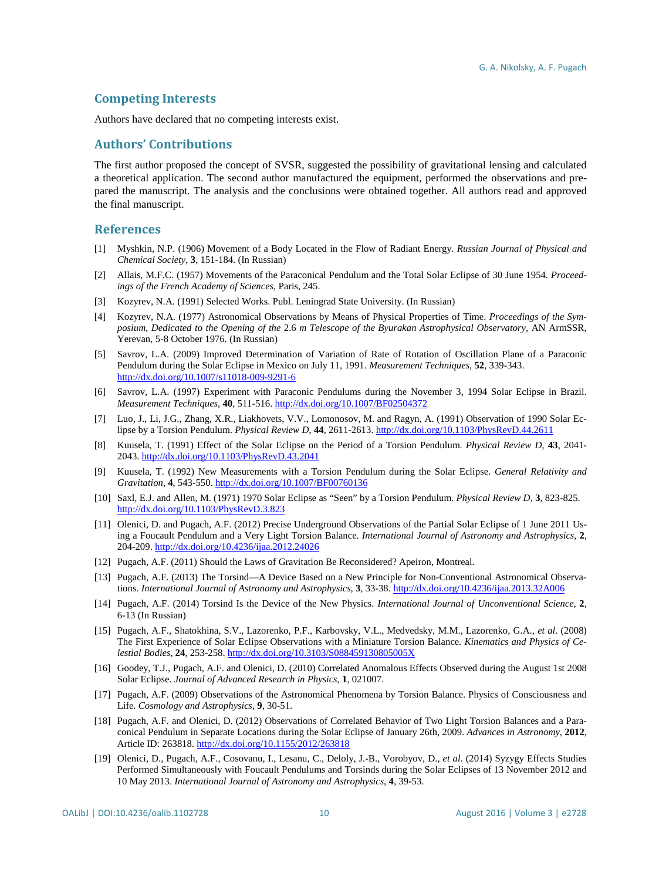## Competing Interests

Authors have declared that no competing interests exist.

## Authors' Contributions

The first author proposed the concept of SVSR, suggested the possibility of gravitational lensing and calculated a theoretical application. The second author manufactured the equipment, performed the observations and prepared the manuscript. The analysis and the conclusions were obtained together. All authors read and approved the final manuscript.

## References

[1] Myshkin, N.P. (1906) Movement of a Body Located in the Flow of Radiant Energy. *Russian Journal of Physical and Chemical Society*, **3**, 151-184. (In Russian)

[2] Allais, M.F.C. (1957) Movements of the Paraconical Pendulum and the Total Solar Eclipse of 30 June 1954. *Proceedings of the French Academy of Sciences*, Paris, 245.

[3] Kozyrev, N.A. (1991) Selected Works. Publ. Leningrad State University. (In Russian)

[4] Kozyrev, N.A. (1977) Astronomical Observations by Means of Physical Properties of Time. *Proceedings of the Symposium, Dedicated to the Opening of the* 2.6 *m Telescope of the Byurakan Astrophysical Observatory*, AN ArmSSR, Yerevan, 5-8 October 1976. (In Russian)

[5] Savrov, L.A. (2009) Improved Determination of Variation of Rate of Rotation of Oscillation Plane of a Paraconic Pendulum during the Solar Eclipse in Mexico on July 11, 1991. *Measurement Techniques*, **52**, 339-343. http://dx.doi.org/10.1007/s11018-009-9291-6

[6] Savrov, L.A. (1997) Experiment with Paraconic Pendulums during the November 3, 1994 Solar Eclipse in Brazil. *Measurement Techniques*, **40**, 511-516. http://dx.doi.org/10.1007/BF02504372

[7] Luo, J., Li, J.G., Zhang, X.R., Liakhovets, V.V., Lomonosov, M. and Ragyn, A. (1991) Observation of 1990 Solar Eclipse by a Torsion Pendulum. *Physical Review D*, **44**, 2611-2613. http://dx.doi.org/10.1103/PhysRevD.44.2611

[8] Kuusela, T. (1991) Effect of the Solar Eclipse on the Period of a Torsion Pendulum. *Physical Review D*, **43**, 2041-2043. http://dx.doi.org/10.1103/PhysRevD.43.2041

[9] Kuusela, T. (1992) New Measurements with a Torsion Pendulum during the Solar Eclipse. *General Relativity and Gravitation*, **4**, 543-550. http://dx.doi.org/10.1007/BF00760136

[10] Saxl, E.J. and Allen, M. (1971) 1970 Solar Eclipse as "Seen" by a Torsion Pendulum. *Physical Review D*, **3**, 823-825. http://dx.doi.org/10.1103/PhysRevD.3.823

[11] Olenici, D. and Pugach, A.F. (2012) Precise Underground Observations of the Partial Solar Eclipse of 1 June 2011 Using a Foucault Pendulum and a Very Light Torsion Balance. *International Journal of Astronomy and Astrophysics*, **2**, 204-209. http://dx.doi.org/10.4236/ijaa.2012.24026

[12] Pugach, A.F. (2011) Should the Laws of Gravitation Be Reconsidered? Apeiron, Montreal.

[13] Pugach, A.F. (2013) The Torsind—A Device Based on a New Principle for Non-Conventional Astronomical Observations. *International Journal of Astronomy and Astrophysics*, **3**, 33-38. http://dx.doi.org/10.4236/ijaa.2013.32A006

[14] Pugach, A.F. (2014) Torsind Is the Device of the New Physics. *International Journal of Unconventional Science*, **2**, 6-13 (In Russian)

[15] Pugach, A.F., Shatokhina, S.V., Lazorenko, P.F., Karbovsky, V.L., Medvedsky, M.M., Lazorenko, G.A., *et al*. (2008) The First Experience of Solar Eclipse Observations with a Miniature Torsion Balance. *Kinematics and Physics of Celestial Bodies*, **24**, 253-258. http://dx.doi.org/10.3103/S088459130805005X

[16] Goodey, T.J., Pugach, A.F. and Olenici, D. (2010) Correlated Anomalous Effects Observed during the August 1st 2008 Solar Eclipse. *Journal of Advanced Research in Physics*, **1**, 021007.

[17] Pugach, A.F. (2009) Observations of the Astronomical Phenomena by Torsion Balance. Physics of Consciousness and Life. *Cosmology and Astrophysics*, **9**, 30-51.

[18] Pugach, A.F. and Olenici, D. (2012) Observations of Correlated Behavior of Two Light Torsion Balances and a Paraconical Pendulum in Separate Locations during the Solar Eclipse of January 26th, 2009. *Advances in Astronomy*, **2012**, Article ID: 263818. http://dx.doi.org/10.1155/2012/263818

[19] Olenici, D., Pugach, A.F., Cosovanu, I., Lesanu, C., Deloly, J.-B., Vorobyov, D., *et al*. (2014) Syzygy Effects Studies Performed Simultaneously with Foucault Pendulums and Torsinds during the Solar Eclipses of 13 November 2012 and 10 May 2013. *International Journal of Astronomy and Astrophysics*, **4**, 39-53.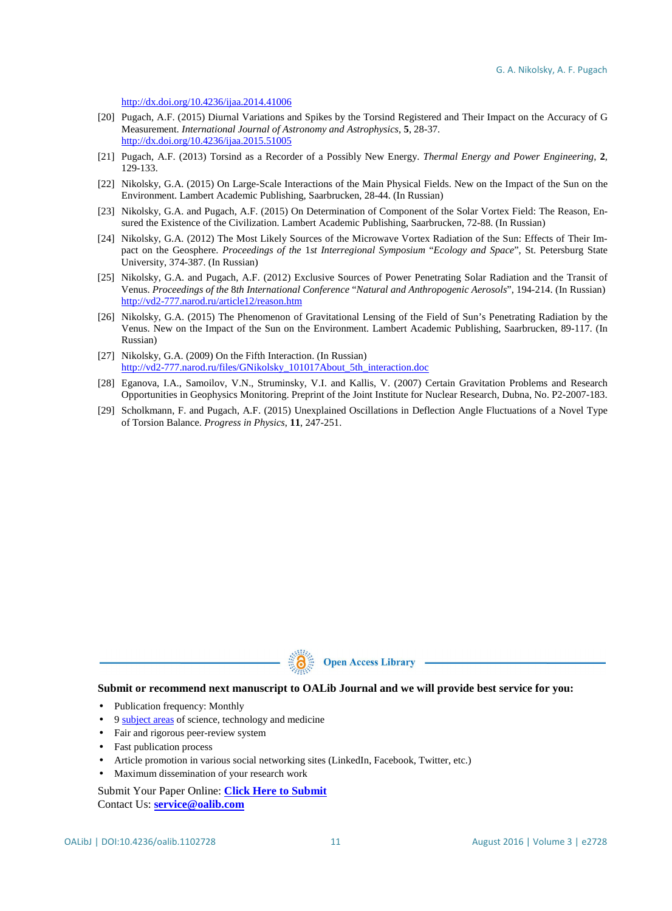http://dx.doi.org/10.4236/ijaa.2014.41006

[20] Pugach, A.F. (2015) Diurnal Variations and Spikes by the Torsind Registered and Their Impact on the Accuracy of G Measurement. *International Journal of Astronomy and Astrophysics*, **5**, 28-37. http://dx.doi.org/10.4236/ijaa.2015.51005

[21] Pugach, A.F. (2013) Torsind as a Recorder of a Possibly New Energy. *Thermal Energy and Power Engineering*, **2**, 129-133.

[22] Nikolsky, G.A. (2015) On Large-Scale Interactions of the Main Physical Fields. New on the Impact of the Sun on the Environment. Lambert Academic Publishing, Saarbrucken, 28-44. (In Russian)

[23] Nikolsky, G.A. and Pugach, A.F. (2015) On Determination of Component of the Solar Vortex Field: The Reason, Ensured the Existence of the Civilization. Lambert Academic Publishing, Saarbrucken, 72-88. (In Russian)

[24] Nikolsky, G.A. (2012) The Most Likely Sources of the Microwave Vortex Radiation of the Sun: Effects of Their Impact on the Geosphere. *Proceedings of the* 1*st Interregional Symposium* "*Ecology and Space*", St. Petersburg State University, 374-387. (In Russian)

[25] Nikolsky, G.A. and Pugach, A.F. (2012) Exclusive Sources of Power Penetrating Solar Radiation and the Transit of Venus. *Proceedings of the* 8*th International Conference* "*Natural and Anthropogenic Aerosols*", 194-214. (In Russian) http://vd2-777.narod.ru/article12/reason.htm

[26] Nikolsky, G.A. (2015) The Phenomenon of Gravitational Lensing of the Field of Sun's Penetrating Radiation by the Venus. New on the Impact of the Sun on the Environment. Lambert Academic Publishing, Saarbrucken, 89-117. (In Russian)

[27] Nikolsky, G.A. (2009) On the Fifth Interaction. (In Russian) http://vd2-777.narod.ru/files/GNikolsky_101017About_5th_interaction.doc

[28] Eganova, I.A., Samoilov, V.N., Struminsky, V.I. and Kallis, V. (2007) Certain Gravitation Problems and Research Opportunities in Geophysics Monitoring. Preprint of the Joint Institute for Nuclear Research, Dubna, No. P2-2007-183.

[29] Scholkmann, F. and Pugach, A.F. (2015) Unexplained Oscillations in Deflection Angle Fluctuations of a Novel Type of Torsion Balance. *Progress in Physics*, **11**, 247-251.

Open Access Library

**Submit or recommend next manuscript to OALib Journal and we will provide best service for you:**

- Publication frequency: Monthly
- 9 subject areas of science, technology and medicine
- Fair and rigorous peer-review system
- Fast publication process
- Article promotion in various social networking sites (LinkedIn, Facebook, Twitter, etc.)
- Maximum dissemination of your research work

Submit Your Paper Online: **Click Here to Submit**
Contact Us: **service@oalib.com**